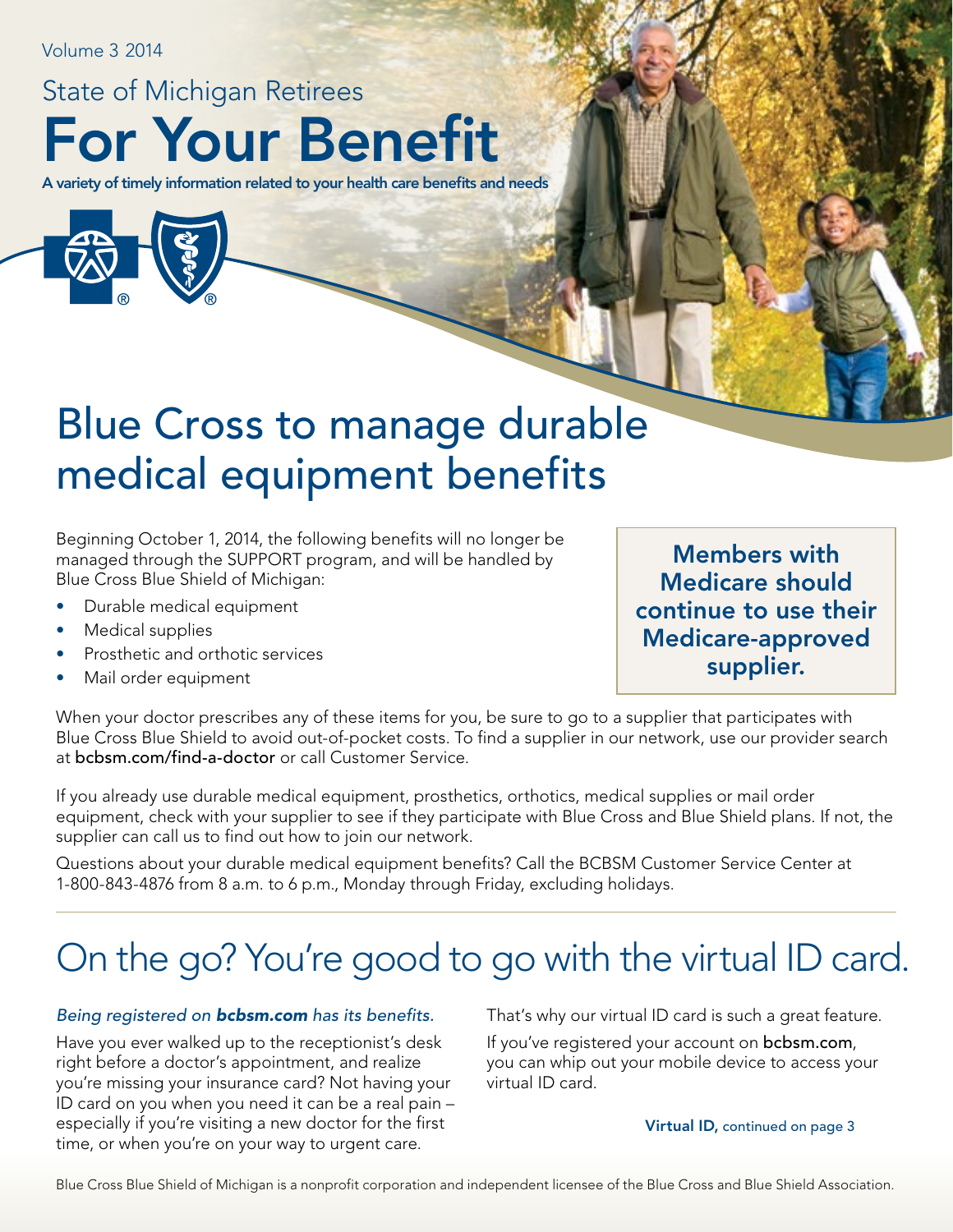Volume 3 2014

State of Michigan Retirees

# For Your Benefit

**A variety of timely information related to your health care benefits and needs**

## Blue Cross to manage durable medical equipment benefits

Beginning October 1, 2014, the following benefits will no longer be managed through the SUPPORT program, and will be handled by Blue Cross Blue Shield of Michigan:

- Durable medical equipment
- Medical supplies
- Prosthetic and orthotic services
- Mail order equipment

**Members with Medicare should continue to use their Medicare-approved supplier.**

When your doctor prescribes any of these items for you, be sure to go to a supplier that participates with Blue Cross Blue Shield to avoid out-of-pocket costs. To find a supplier in our network, use our provider search at **bcbsm.com/find-a-doctor** or call Customer Service.

If you already use durable medical equipment, prosthetics, orthotics, medical supplies or mail order equipment, check with your supplier to see if they participate with Blue Cross and Blue Shield plans. If not, the supplier can call us to find out how to join our network.

Questions about your durable medical equipment benefits? Call the BCBSM Customer Service Center at 1-800-843-4876 from 8 a.m. to 6 p.m., Monday through Friday, excluding holidays.

## On the go? You're good to go with the virtual ID card.

*Being registered on **bcbsm.com** has its benefits.*

Have you ever walked up to the receptionist's desk right before a doctor's appointment, and realize you're missing your insurance card? Not having your ID card on you when you need it can be a real pain – especially if you're visiting a new doctor for the first time, or when you're on your way to urgent care.

That's why our virtual ID card is such a great feature.

If you've registered your account on **bcbsm.com**, you can whip out your mobile device to access your virtual ID card.

**Virtual ID,** continued on page 3

Blue Cross Blue Shield of Michigan is a nonprofit corporation and independent licensee of the Blue Cross and Blue Shield Association.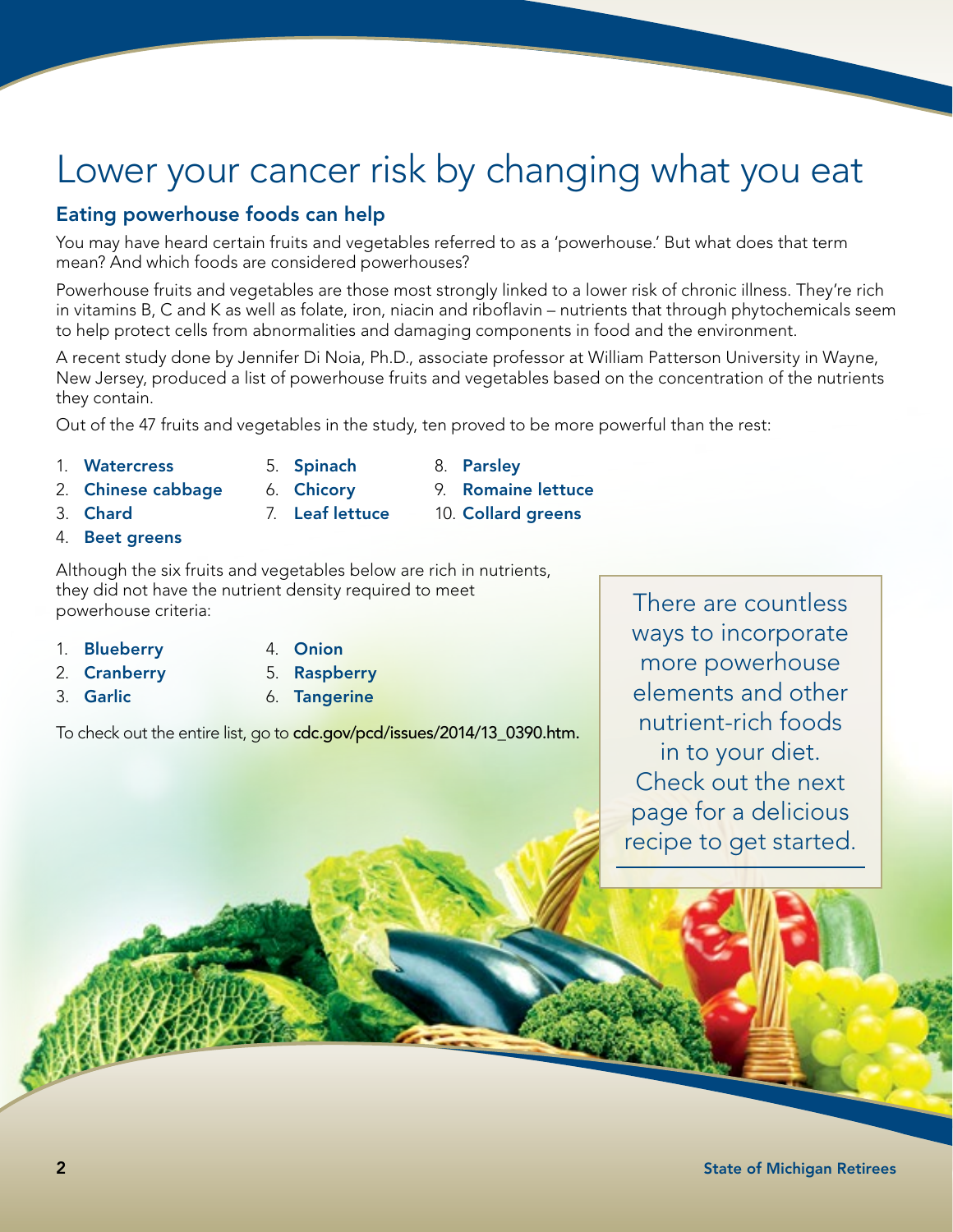# Lower your cancer risk by changing what you eat

## Eating powerhouse foods can help

You may have heard certain fruits and vegetables referred to as a 'powerhouse.' But what does that term mean? And which foods are considered powerhouses?

Powerhouse fruits and vegetables are those most strongly linked to a lower risk of chronic illness. They're rich in vitamins B, C and K as well as folate, iron, niacin and riboflavin – nutrients that through phytochemicals seem to help protect cells from abnormalities and damaging components in food and the environment.

A recent study done by Jennifer Di Noia, Ph.D., associate professor at William Patterson University in Wayne, New Jersey, produced a list of powerhouse fruits and vegetables based on the concentration of the nutrients they contain.

Out of the 47 fruits and vegetables in the study, ten proved to be more powerful than the rest:

1. **Watercress**
2. **Chinese cabbage**
3. **Chard**
4. **Beet greens**
5. **Spinach**
6. **Chicory**
7. **Leaf lettuce**
8. **Parsley**
9. **Romaine lettuce**
10. **Collard greens**

Although the six fruits and vegetables below are rich in nutrients, they did not have the nutrient density required to meet powerhouse criteria:

1. **Blueberry**
2. **Cranberry**
3. **Garlic**
4. **Onion**
5. **Raspberry**
6. **Tangerine**

To check out the entire list, go to cdc.gov/pcd/issues/2014/13_0390.htm.

There are countless ways to incorporate more powerhouse elements and other nutrient-rich foods in to your diet. Check out the next page for a delicious recipe to get started.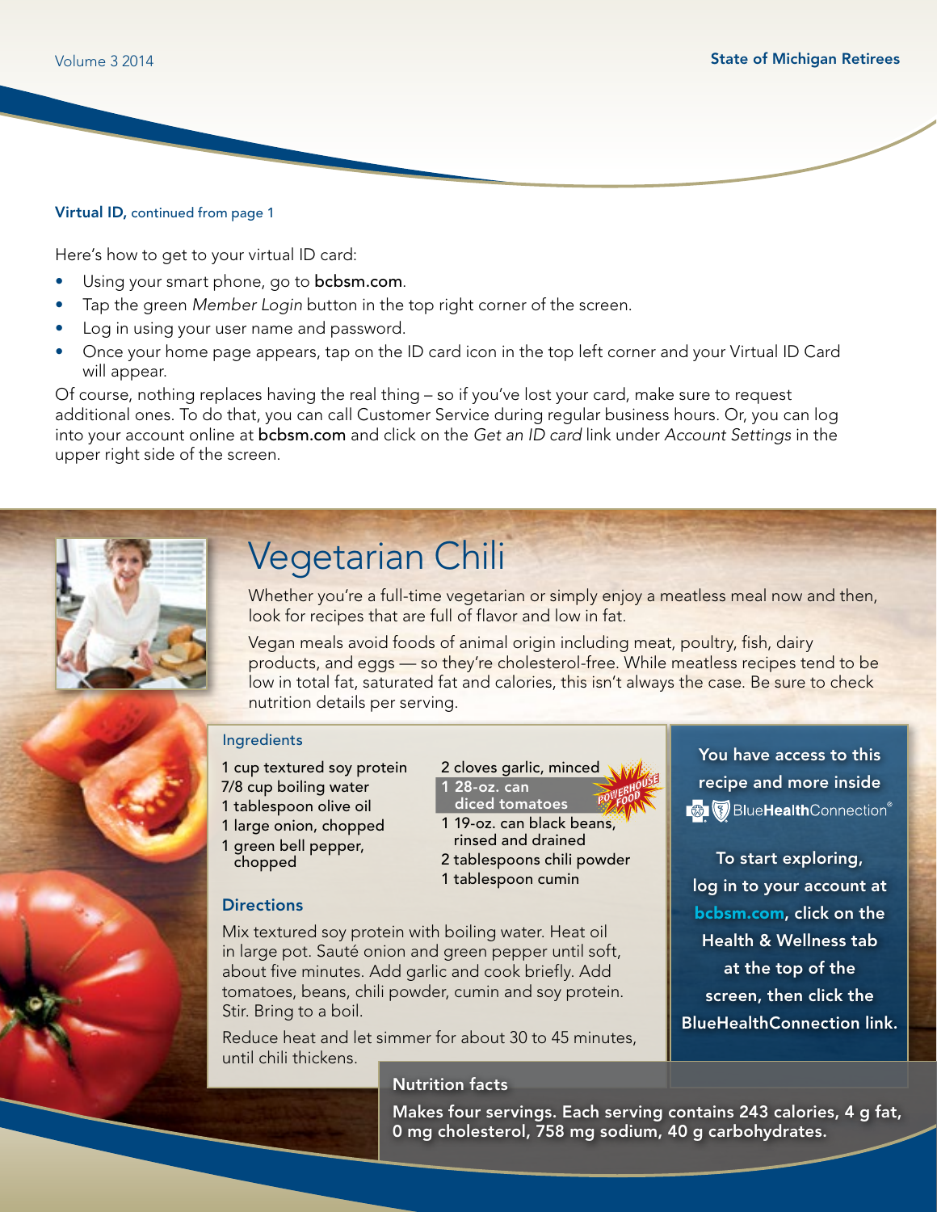**Virtual ID,** continued from page 1

Here's how to get to your virtual ID card:

- Using your smart phone, go to **bcbsm.com**.
- Tap the green *Member Login* button in the top right corner of the screen.
- Log in using your user name and password.
- Once your home page appears, tap on the ID card icon in the top left corner and your Virtual ID Card will appear.

Of course, nothing replaces having the real thing – so if you've lost your card, make sure to request additional ones. To do that, you can call Customer Service during regular business hours. Or, you can log into your account online at **bcbsm.com** and click on the *Get an ID card* link under *Account Settings* in the upper right side of the screen.

# Vegetarian Chili

Whether you're a full-time vegetarian or simply enjoy a meatless meal now and then, look for recipes that are full of flavor and low in fat.

Vegan meals avoid foods of animal origin including meat, poultry, fish, dairy products, and eggs — so they're cholesterol-free. While meatless recipes tend to be low in total fat, saturated fat and calories, this isn't always the case. Be sure to check nutrition details per serving.

## Ingredients

- 1 cup textured soy protein
- 7/8 cup boiling water
- 1 tablespoon olive oil
- 1 large onion, chopped
- 1 green bell pepper, chopped
- 2 cloves garlic, minced
- 1 28-oz. can diced tomatoes (POWERHOUSE FOOD)
- 1 19-oz. can black beans, rinsed and drained
- 2 tablespoons chili powder
- 1 tablespoon cumin

## Directions

Mix textured soy protein with boiling water. Heat oil in large pot. Sauté onion and green pepper until soft, about five minutes. Add garlic and cook briefly. Add tomatoes, beans, chili powder, cumin and soy protein. Stir. Bring to a boil.

Reduce heat and let simmer for about 30 to 45 minutes, until chili thickens.

## Nutrition facts

**Makes four servings. Each serving contains 243 calories, 4 g fat, 0 mg cholesterol, 758 mg sodium, 40 g carbohydrates.**

**You have access to this recipe and more inside BlueHealthConnection®**

**To start exploring, log in to your account at bcbsm.com, click on the Health & Wellness tab at the top of the screen, then click the BlueHealthConnection link.**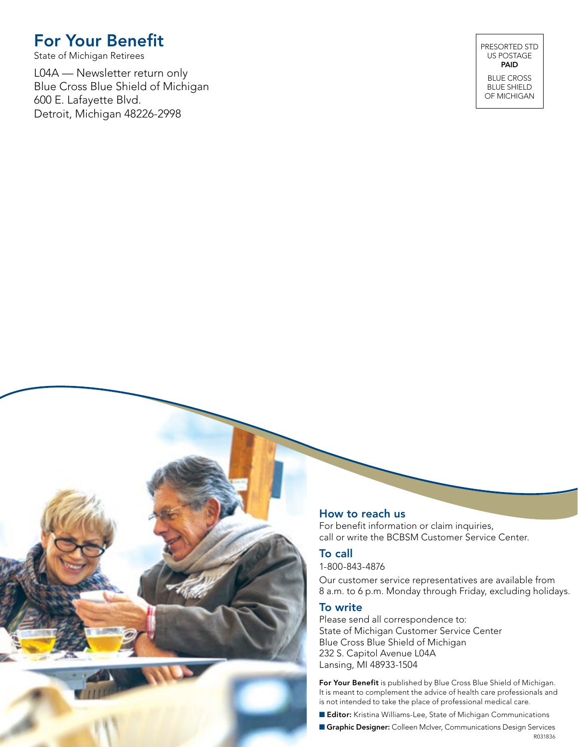# For Your Benefit

State of Michigan Retirees

L04A — Newsletter return only
Blue Cross Blue Shield of Michigan
600 E. Lafayette Blvd.
Detroit, Michigan 48226-2998

PRESORTED STD
US POSTAGE
**PAID**
BLUE CROSS
BLUE SHIELD
OF MICHIGAN

## How to reach us

For benefit information or claim inquiries, call or write the BCBSM Customer Service Center.

### To call

1-800-843-4876

Our customer service representatives are available from 8 a.m. to 6 p.m. Monday through Friday, excluding holidays.

### To write

Please send all correspondence to:
State of Michigan Customer Service Center
Blue Cross Blue Shield of Michigan
232 S. Capitol Avenue L04A
Lansing, MI 48933-1504

**For Your Benefit** is published by Blue Cross Blue Shield of Michigan. It is meant to complement the advice of health care professionals and is not intended to take the place of professional medical care.

- **Editor:** Kristina Williams-Lee, State of Michigan Communications
- **Graphic Designer:** Colleen McIver, Communications Design Services

R031836